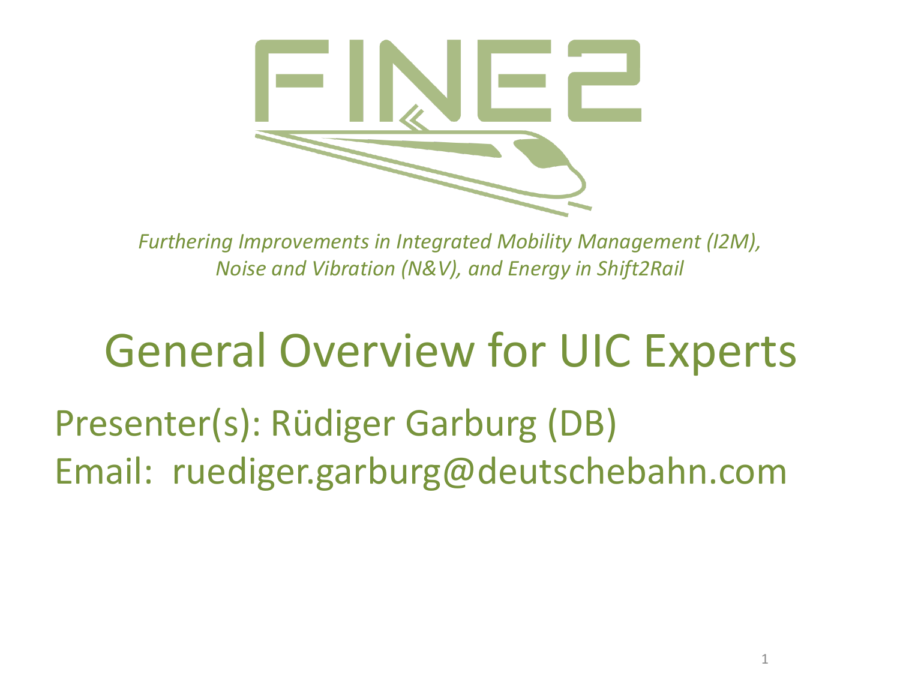# FINE2

*Furthering Improvements in Integrated Mobility Management (I2M), Noise and Vibration (N&V), and Energy in Shift2Rail*

## General Overview for UIC Experts

Presenter(s): Rüdiger Garburg (DB)

Email: ruediger.garburg@deutschebahn.com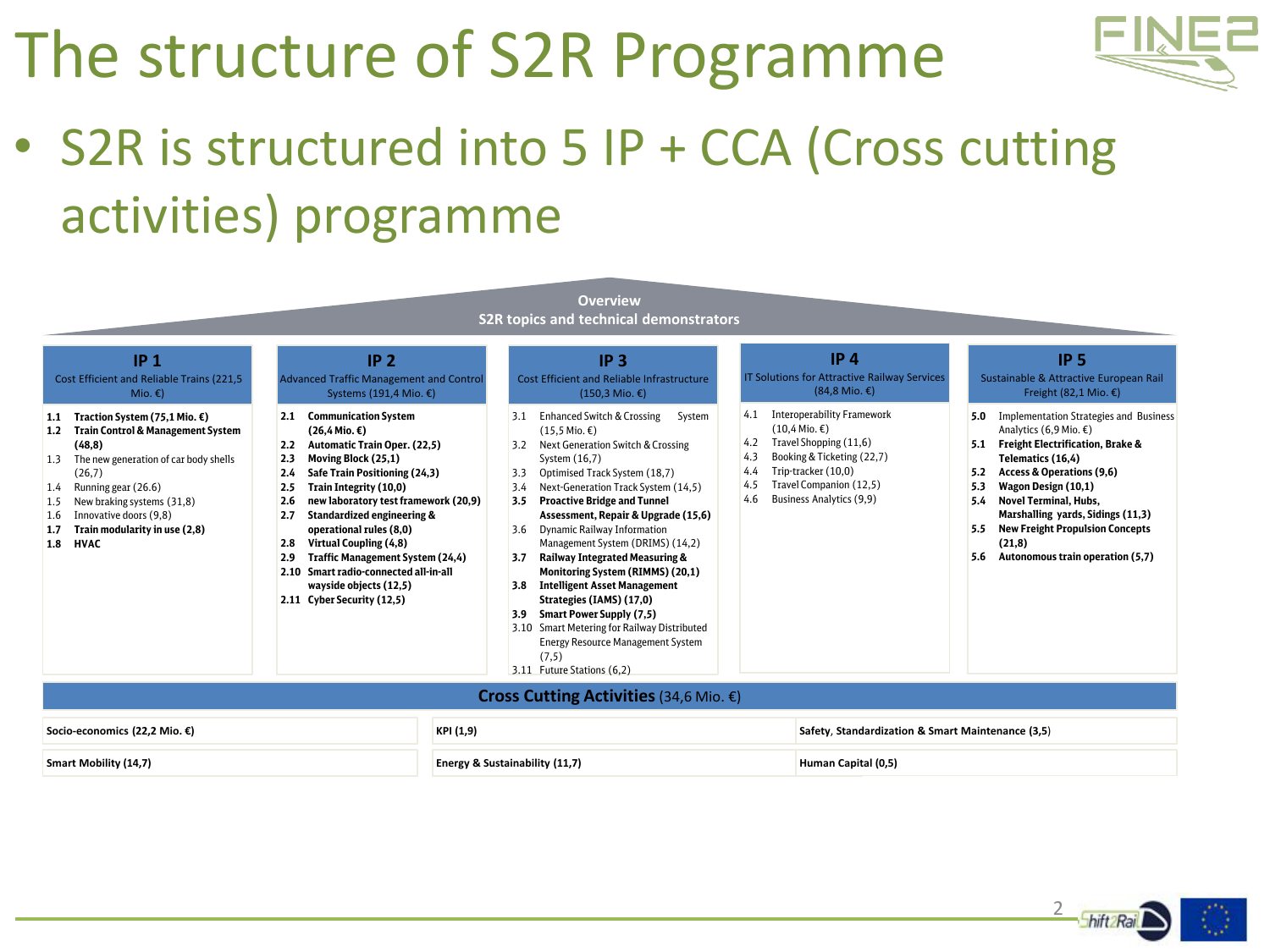# The structure of S2R Programme

- S2R is structured into 5 IP + CCA (Cross cutting activities) programme

**Overview**
**S2R topics and technical demonstrators**

## IP 1
Cost Efficient and Reliable Trains (221,5 Mio. €)

- **1.1 Traction System (75,1 Mio. €)**
- **1.2 Train Control & Management System (48,8)**
- 1.3 The new generation of car body shells (26,7)
- 1.4 Running gear (26.6)
- 1.5 New braking systems (31,8)
- 1.6 Innovative doors (9,8)
- **1.7 Train modularity in use (2,8)**
- **1.8 HVAC**

## IP 2
Advanced Traffic Management and Control Systems (191,4 Mio. €)

- **2.1 Communication System (26,4 Mio. €)**
- **2.2 Automatic Train Oper. (22,5)**
- **2.3 Moving Block (25,1)**
- **2.4 Safe Train Positioning (24,3)**
- **2.5 Train Integrity (10,0)**
- **2.6 new laboratory test framework (20,9)**
- **2.7 Standardized engineering & operational rules (8,0)**
- **2.8 Virtual Coupling (4,8)**
- **2.9 Traffic Management System (24,4)**
- **2.10 Smart radio-connected all-in-all wayside objects (12,5)**
- **2.11 Cyber Security (12,5)**

## IP 3
Cost Efficient and Reliable Infrastructure (150,3 Mio. €)

- 3.1 Enhanced Switch & Crossing System (15,5 Mio. €)
- 3.2 Next Generation Switch & Crossing System (16,7)
- 3.3 Optimised Track System (18,7)
- 3.4 Next-Generation Track System (14,5)
- **3.5 Proactive Bridge and Tunnel Assessment, Repair & Upgrade (15,6)**
- 3.6 Dynamic Railway Information Management System (DRIMS) (14,2)
- **3.7 Railway Integrated Measuring & Monitoring System (RIMMS) (20,1)**
- **3.8 Intelligent Asset Management Strategies (IAMS) (17,0)**
- **3.9 Smart Power Supply (7,5)**
- 3.10 Smart Metering for Railway Distributed Energy Resource Management System (7,5)
- 3.11 Future Stations (6,2)

## IP 4
IT Solutions for Attractive Railway Services (84,8 Mio. €)

- 4.1 Interoperability Framework (10,4 Mio. €)
- 4.2 Travel Shopping (11,6)
- 4.3 Booking & Ticketing (22,7)
- 4.4 Trip-tracker (10,0)
- 4.5 Travel Companion (12,5)
- 4.6 Business Analytics (9,9)

## IP 5
Sustainable & Attractive European Rail Freight (82,1 Mio. €)

- **5.0** Implementation Strategies and Business Analytics (6,9 Mio. €)
- **5.1 Freight Electrification, Brake & Telematics (16,4)**
- **5.2 Access & Operations (9,6)**
- **5.3 Wagon Design (10,1)**
- **5.4 Novel Terminal, Hubs, Marshalling yards, Sidings (11,3)**
- **5.5 New Freight Propulsion Concepts (21,8)**
- **5.6 Autonomous train operation (5,7)**

## Cross Cutting Activities (34,6 Mio. €)

| | | |
|---|---|---|
| **Socio-economics (22,2 Mio. €)** | **KPI (1,9)** | **Safety, Standardization & Smart Maintenance (3,5)** |
| **Smart Mobility (14,7)** | **Energy & Sustainability (11,7)** | **Human Capital (0,5)** |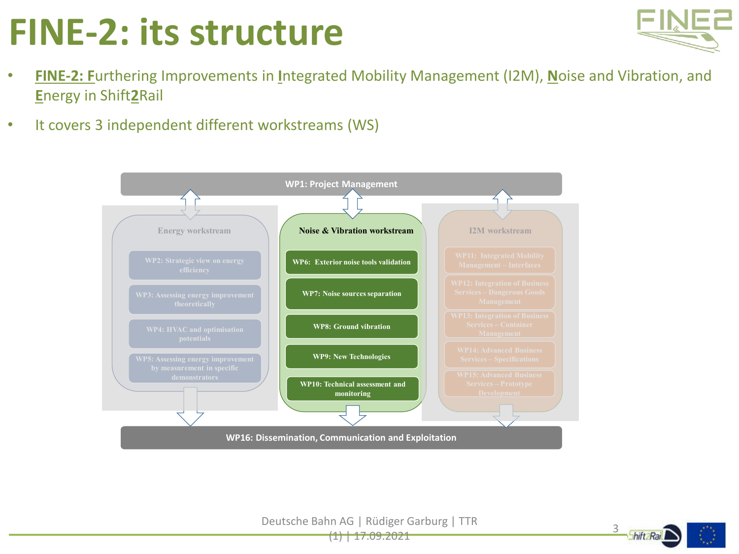# FINE-2: its structure

- **FINE-2: F**urthering Improvements in **I**ntegrated Mobility Management (I2M), **N**oise and Vibration, and **E**nergy in Shift**2**Rail
- It covers 3 independent different workstreams (WS)

**WP1: Project Management**

**Energy workstream**
- WP2: Strategic view on energy efficiency
- WP3: Assessing energy improvement theoretically
- WP4: HVAC and optimisation potentials
- WP5: Assessing energy improvement by measurement in specific demonstrators

**Noise & Vibration workstream**
- WP6: Exterior noise tools validation
- WP7: Noise sources separation
- WP8: Ground vibration
- WP9: New Technologies
- WP10: Technical assessment and monitoring

**I2M workstream**
- WP11: Integrated Mobility Management – Interfaces
- WP12: Integration of Business Services – Dangerous Goods Management
- WP13: Integration of Business Services – Container Management
- WP14: Advanced Business Services – Specifications
- WP15: Advanced Business Services – Prototype Development

**WP16: Dissemination, Communication and Exploitation**

Deutsche Bahn AG | Rüdiger Garburg | TTR (1) | 17.09.2021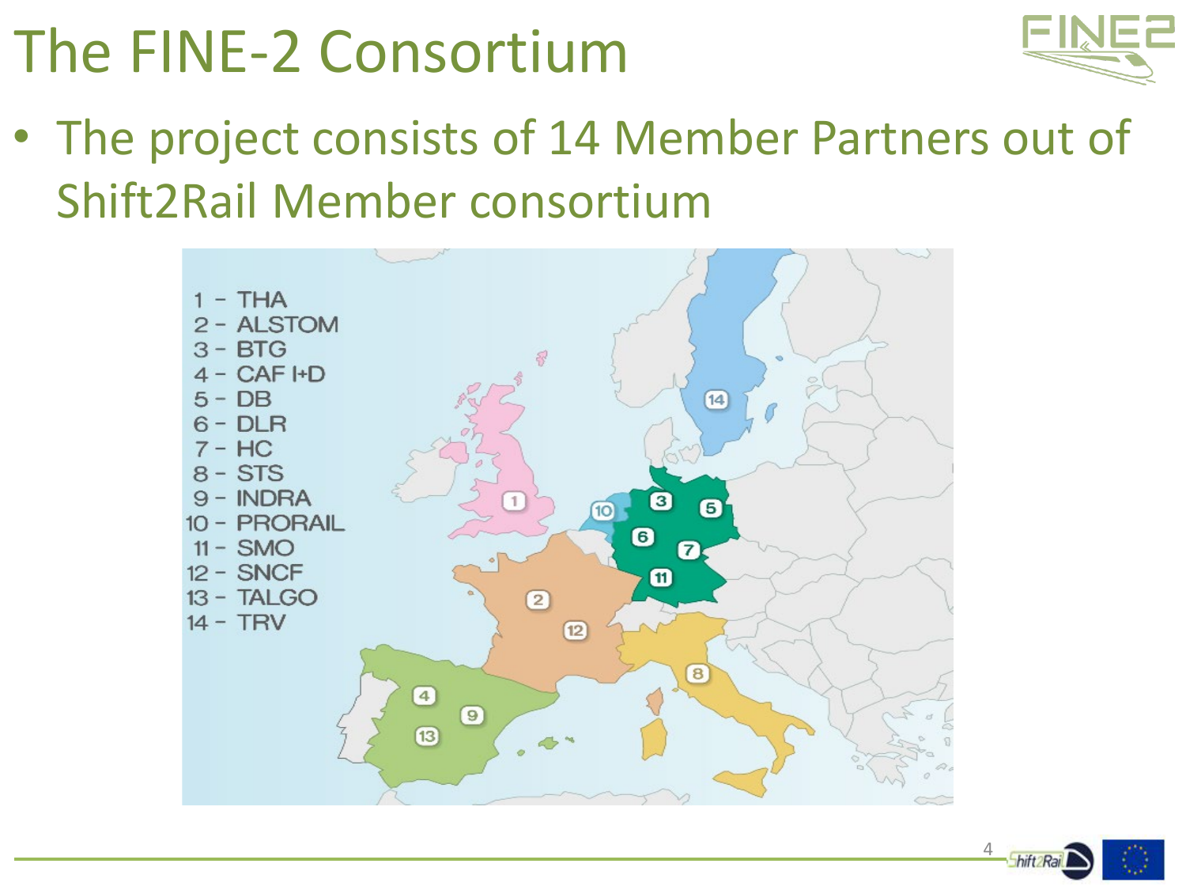# The FINE-2 Consortium

- The project consists of 14 Member Partners out of Shift2Rail Member consortium

1 – THA
2 – ALSTOM
3 – BTG
4 – CAF I+D
5 – DB
6 – DLR
7 – HC
8 – STS
9 – INDRA
10 – PRORAIL
11 – SMO
12 – SNCF
13 – TALGO
14 – TRV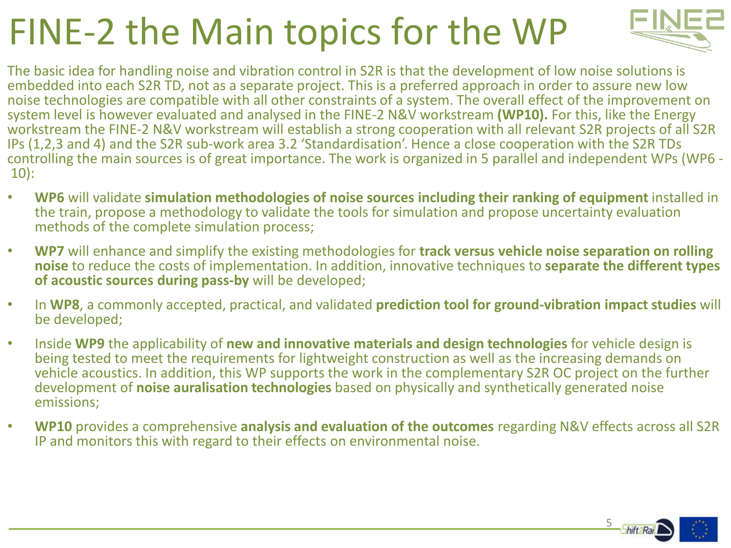# FINE-2 the Main topics for the WP

The basic idea for handling noise and vibration control in S2R is that the development of low noise solutions is embedded into each S2R TD, not as a separate project. This is a preferred approach in order to assure new low noise technologies are compatible with all other constraints of a system. The overall effect of the improvement on system level is however evaluated and analysed in the FINE-2 N&V workstream **(WP10).** For this, like the Energy workstream the FINE-2 N&V workstream will establish a strong cooperation with all relevant S2R projects of all S2R IPs (1,2,3 and 4) and the S2R sub-work area 3.2 'Standardisation'. Hence a close cooperation with the S2R TDs controlling the main sources is of great importance. The work is organized in 5 parallel and independent WPs (WP6 - 10):

- **WP6** will validate **simulation methodologies of noise sources including their ranking of equipment** installed in the train, propose a methodology to validate the tools for simulation and propose uncertainty evaluation methods of the complete simulation process;
- **WP7** will enhance and simplify the existing methodologies for **track versus vehicle noise separation on rolling noise** to reduce the costs of implementation. In addition, innovative techniques to **separate the different types of acoustic sources during pass-by** will be developed;
- In **WP8**, a commonly accepted, practical, and validated **prediction tool for ground-vibration impact studies** will be developed;
- Inside **WP9** the applicability of **new and innovative materials and design technologies** for vehicle design is being tested to meet the requirements for lightweight construction as well as the increasing demands on vehicle acoustics. In addition, this WP supports the work in the complementary S2R OC project on the further development of **noise auralisation technologies** based on physically and synthetically generated noise emissions;
- **WP10** provides a comprehensive **analysis and evaluation of the outcomes** regarding N&V effects across all S2R IP and monitors this with regard to their effects on environmental noise.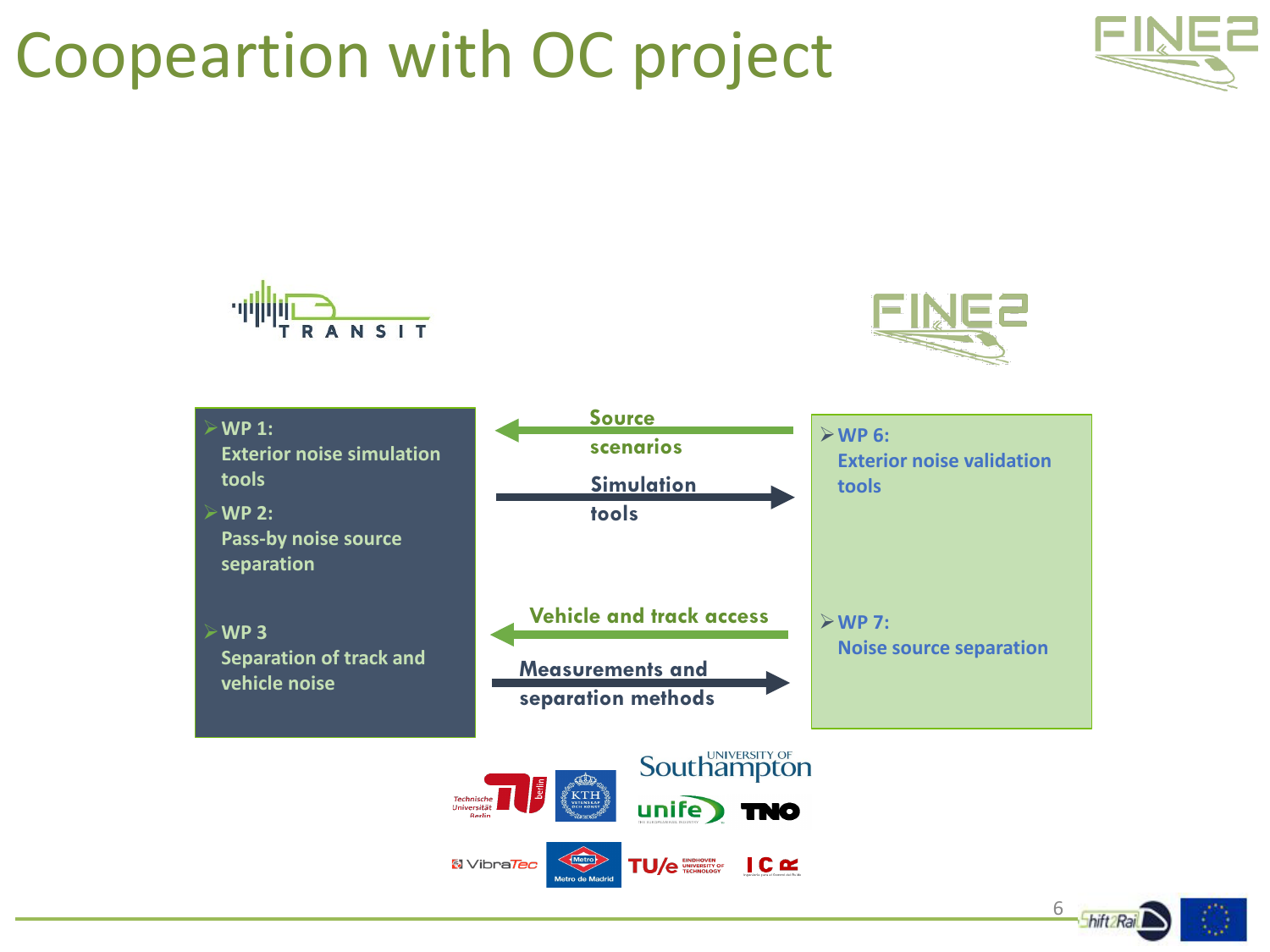# Coopeartion with OC project

TRANSIT

FINE2

- WP 1: Exterior noise simulation tools
- WP 2: Pass-by noise source separation
- WP 3 Separation of track and vehicle noise

Source scenarios

Simulation tools

Vehicle and track access

Measurements and separation methods

- WP 6: Exterior noise validation tools
- WP 7: Noise source separation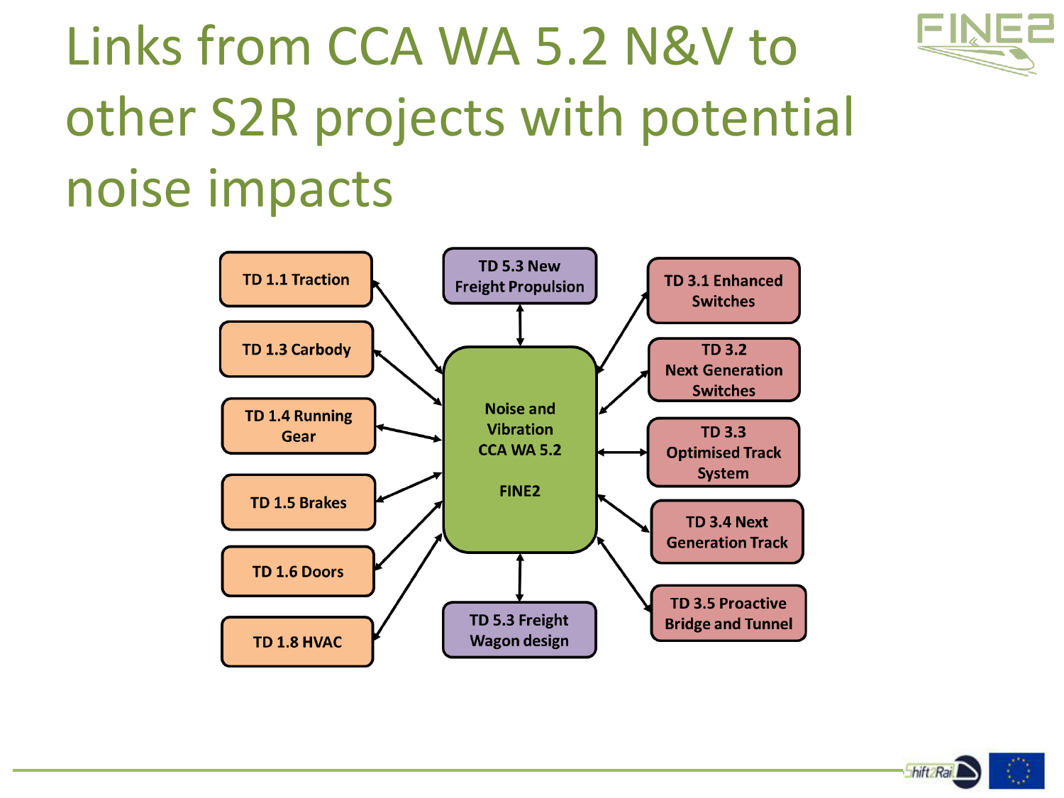# Links from CCA WA 5.2 N&V to other S2R projects with potential noise impacts

**Noise and Vibration CCA WA 5.2**

**FINE2**

Linked projects (bidirectional links):

- TD 1.1 Traction
- TD 1.3 Carbody
- TD 1.4 Running Gear
- TD 1.5 Brakes
- TD 1.6 Doors
- TD 1.8 HVAC
- TD 5.3 New Freight Propulsion
- TD 5.3 Freight Wagon design
- TD 3.1 Enhanced Switches
- TD 3.2 Next Generation Switches
- TD 3.3 Optimised Track System
- TD 3.4 Next Generation Track
- TD 3.5 Proactive Bridge and Tunnel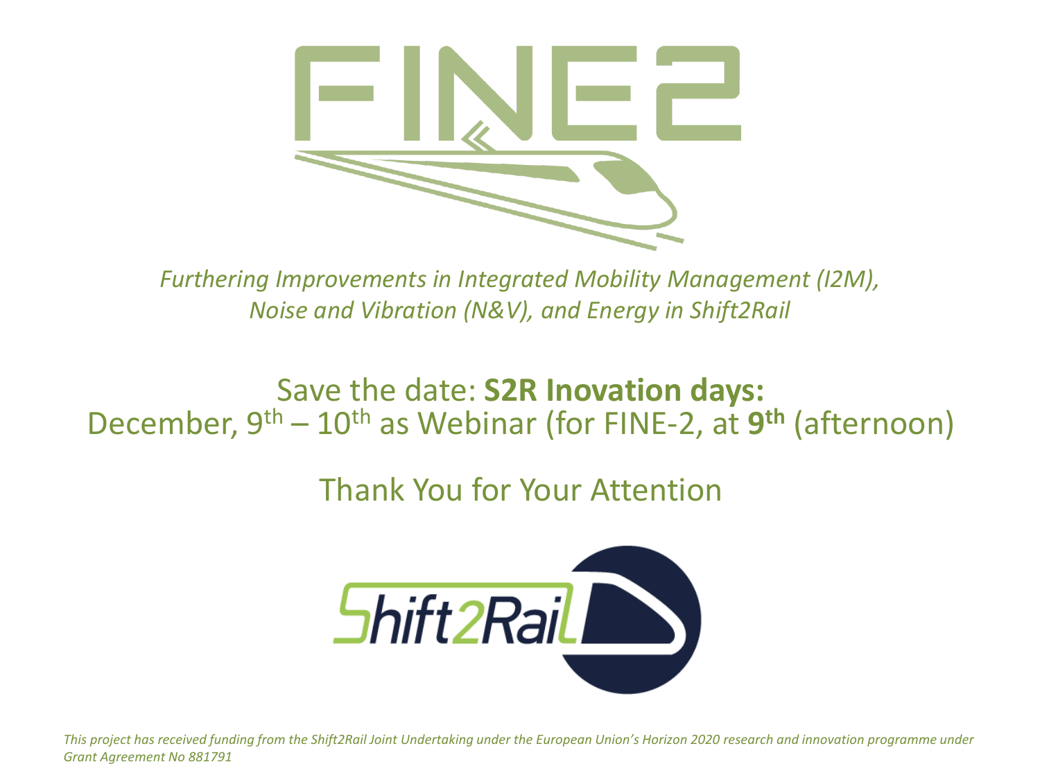*Furthering Improvements in Integrated Mobility Management (I2M), Noise and Vibration (N&V), and Energy in Shift2Rail*

Save the date: **S2R Inovation days:**
December, 9th – 10th as Webinar (for FINE-2, at **9th** (afternoon)

Thank You for Your Attention

*This project has received funding from the Shift2Rail Joint Undertaking under the European Union's Horizon 2020 research and innovation programme under Grant Agreement No 881791*